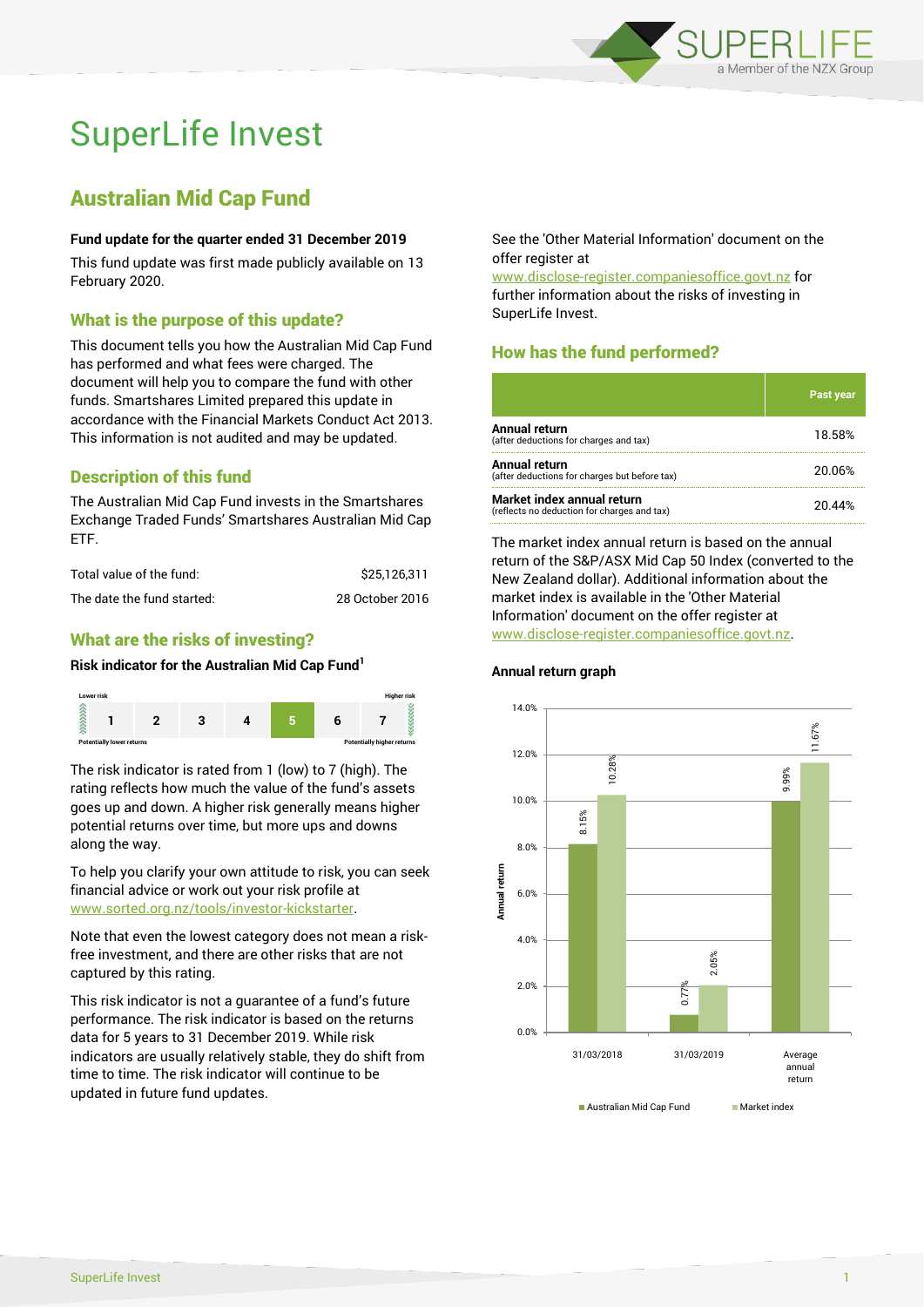# SuperLife Invest

## Australian Mid Cap Fund

**Fund update for the quarter ended 31 December 2019**

This fund update was first made publicly available on 13 February 2020.

### What is the purpose of this update?

This document tells you how the Australian Mid Cap Fund has performed and what fees were charged. The document will help you to compare the fund with other funds. Smartshares Limited prepared this update in accordance with the Financial Markets Conduct Act 2013. This information is not audited and may be updated.

### Description of this fund

The Australian Mid Cap Fund invests in the Smartshares Exchange Traded Funds' Smartshares Australian Mid Cap ETF.

| | |
|---|---|
| Total value of the fund: | $25,126,311 |
| The date the fund started: | 28 October 2016 |

### What are the risks of investing?

**Risk indicator for the Australian Mid Cap Fund[1]**

Lower risk — Higher risk

| 1 | 2 | 3 | 4 | **5** | 6 | 7 |
|---|---|---|---|---|---|---|

Potentially lower returns — Potentially higher returns

The risk indicator is rated from 1 (low) to 7 (high). The rating reflects how much the value of the fund's assets goes up and down. A higher risk generally means higher potential returns over time, but more ups and downs along the way.

To help you clarify your own attitude to risk, you can seek financial advice or work out your risk profile at www.sorted.org.nz/tools/investor-kickstarter.

Note that even the lowest category does not mean a risk-free investment, and there are other risks that are not captured by this rating.

This risk indicator is not a guarantee of a fund's future performance. The risk indicator is based on the returns data for 5 years to 31 December 2019. While risk indicators are usually relatively stable, they do shift from time to time. The risk indicator will continue to be updated in future fund updates.

See the 'Other Material Information' document on the offer register at www.disclose-register.companiesoffice.govt.nz for further information about the risks of investing in SuperLife Invest.

### How has the fund performed?

| | Past year |
|---|---|
| **Annual return** (after deductions for charges and tax) | 18.58% |
| **Annual return** (after deductions for charges but before tax) | 20.06% |
| **Market index annual return** (reflects no deduction for charges and tax) | 20.44% |

The market index annual return is based on the annual return of the S&P/ASX Mid Cap 50 Index (converted to the New Zealand dollar). Additional information about the market index is available in the 'Other Material Information' document on the offer register at www.disclose-register.companiesoffice.govt.nz.

**Annual return graph**

| | Australian Mid Cap Fund | Market index |
|---|---|---|
| 31/03/2018 | 8.15% | 10.28% |
| 31/03/2019 | 0.77% | 2.05% |
| Average annual return | 9.99% | 11.67% |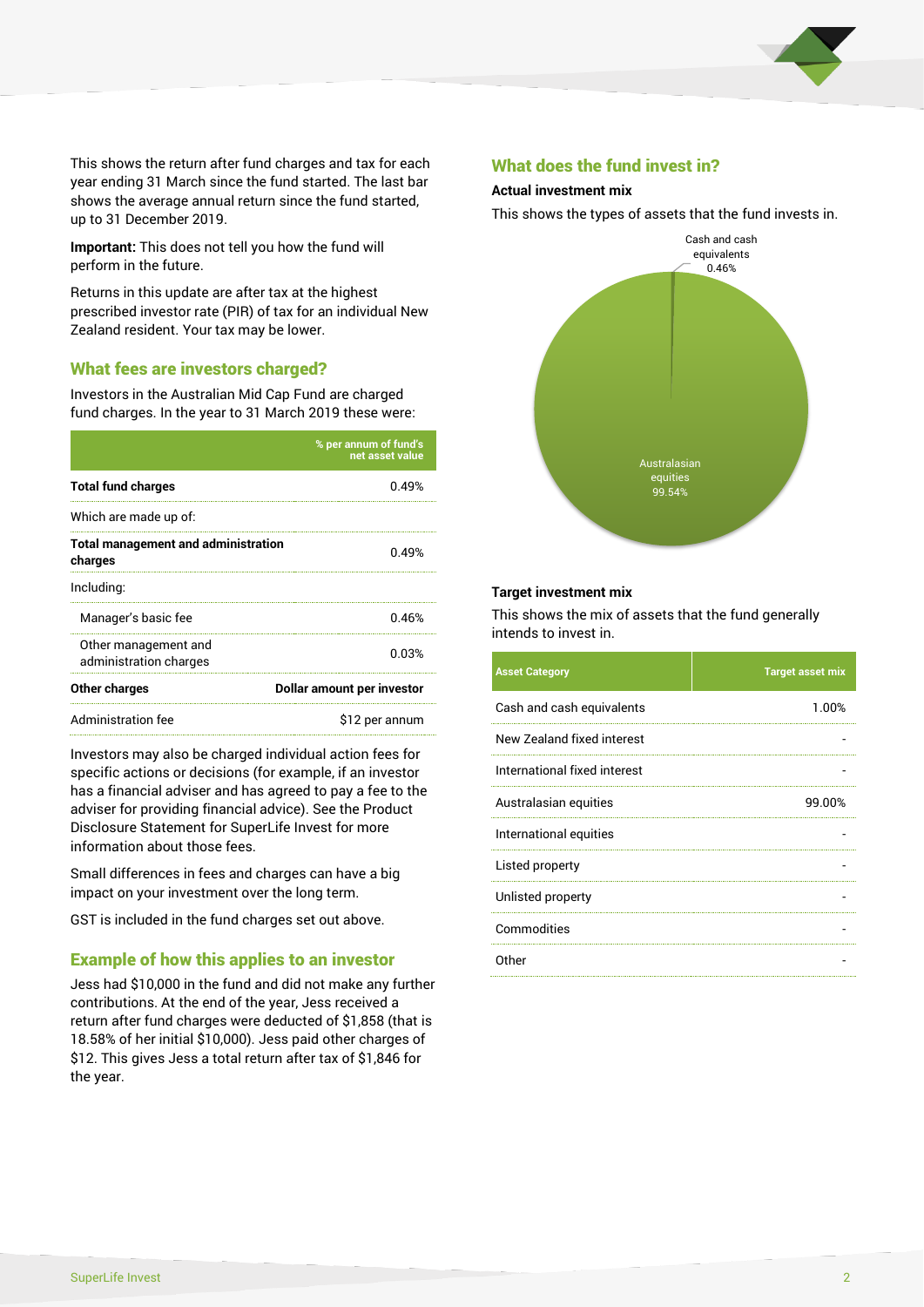This shows the return after fund charges and tax for each year ending 31 March since the fund started. The last bar shows the average annual return since the fund started, up to 31 December 2019.

**Important:** This does not tell you how the fund will perform in the future.

Returns in this update are after tax at the highest prescribed investor rate (PIR) of tax for an individual New Zealand resident. Your tax may be lower.

## What fees are investors charged?

Investors in the Australian Mid Cap Fund are charged fund charges. In the year to 31 March 2019 these were:

| | % per annum of fund's net asset value |
|---|---|
| **Total fund charges** | 0.49% |
| Which are made up of: | |
| **Total management and administration charges** | 0.49% |
| Including: | |
| Manager's basic fee | 0.46% |
| Other management and administration charges | 0.03% |
| **Other charges** | **Dollar amount per investor** |
| Administration fee | $12 per annum |

Investors may also be charged individual action fees for specific actions or decisions (for example, if an investor has a financial adviser and has agreed to pay a fee to the adviser for providing financial advice). See the Product Disclosure Statement for SuperLife Invest for more information about those fees.

Small differences in fees and charges can have a big impact on your investment over the long term.

GST is included in the fund charges set out above.

## Example of how this applies to an investor

Jess had $10,000 in the fund and did not make any further contributions. At the end of the year, Jess received a return after fund charges were deducted of $1,858 (that is 18.58% of her initial $10,000). Jess paid other charges of $12. This gives Jess a total return after tax of $1,846 for the year.

## What does the fund invest in?

### Actual investment mix

This shows the types of assets that the fund invests in.

Cash and cash equivalents 0.46%

Australasian equities 99.54%

### Target investment mix

This shows the mix of assets that the fund generally intends to invest in.

| Asset Category | Target asset mix |
|---|---|
| Cash and cash equivalents | 1.00% |
| New Zealand fixed interest | - |
| International fixed interest | - |
| Australasian equities | 99.00% |
| International equities | - |
| Listed property | - |
| Unlisted property | - |
| Commodities | - |
| Other | - |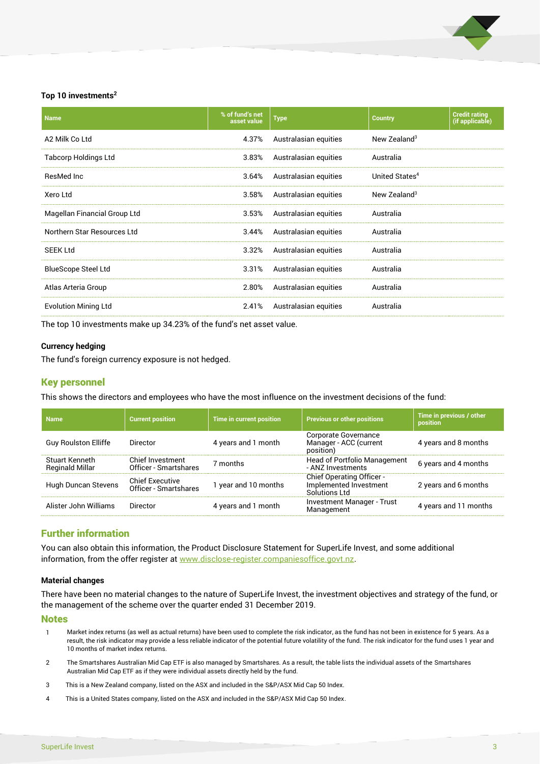### Top 10 investments[2]

| Name | % of fund's net asset value | Type | Country | Credit rating (if applicable) |
|---|---|---|---|---|
| A2 Milk Co Ltd | 4.37% | Australasian equities | New Zealand[3] | |
| Tabcorp Holdings Ltd | 3.83% | Australasian equities | Australia | |
| ResMed Inc | 3.64% | Australasian equities | United States[4] | |
| Xero Ltd | 3.58% | Australasian equities | New Zealand[3] | |
| Magellan Financial Group Ltd | 3.53% | Australasian equities | Australia | |
| Northern Star Resources Ltd | 3.44% | Australasian equities | Australia | |
| SEEK Ltd | 3.32% | Australasian equities | Australia | |
| BlueScope Steel Ltd | 3.31% | Australasian equities | Australia | |
| Atlas Arteria Group | 2.80% | Australasian equities | Australia | |
| Evolution Mining Ltd | 2.41% | Australasian equities | Australia | |

The top 10 investments make up 34.23% of the fund's net asset value.

### Currency hedging

The fund's foreign currency exposure is not hedged.

## Key personnel

This shows the directors and employees who have the most influence on the investment decisions of the fund:

| Name | Current position | Time in current position | Previous or other positions | Time in previous / other position |
|---|---|---|---|---|
| Guy Roulston Elliffe | Director | 4 years and 1 month | Corporate Governance Manager - ACC (current position) | 4 years and 8 months |
| Stuart Kenneth Reginald Millar | Chief Investment Officer - Smartshares | 7 months | Head of Portfolio Management - ANZ Investments | 6 years and 4 months |
| Hugh Duncan Stevens | Chief Executive Officer - Smartshares | 1 year and 10 months | Chief Operating Officer - Implemented Investment Solutions Ltd | 2 years and 6 months |
| Alister John Williams | Director | 4 years and 1 month | Investment Manager - Trust Management | 4 years and 11 months |

## Further information

You can also obtain this information, the Product Disclosure Statement for SuperLife Invest, and some additional information, from the offer register at www.disclose-register.companiesoffice.govt.nz.

### Material changes

There have been no material changes to the nature of SuperLife Invest, the investment objectives and strategy of the fund, or the management of the scheme over the quarter ended 31 December 2019.

## Notes

1. Market index returns (as well as actual returns) have been used to complete the risk indicator, as the fund has not been in existence for 5 years. As a result, the risk indicator may provide a less reliable indicator of the potential future volatility of the fund. The risk indicator for the fund uses 1 year and 10 months of market index returns.
2. The Smartshares Australian Mid Cap ETF is also managed by Smartshares. As a result, the table lists the individual assets of the Smartshares Australian Mid Cap ETF as if they were individual assets directly held by the fund.
3. This is a New Zealand company, listed on the ASX and included in the S&P/ASX Mid Cap 50 Index.
4. This is a United States company, listed on the ASX and included in the S&P/ASX Mid Cap 50 Index.